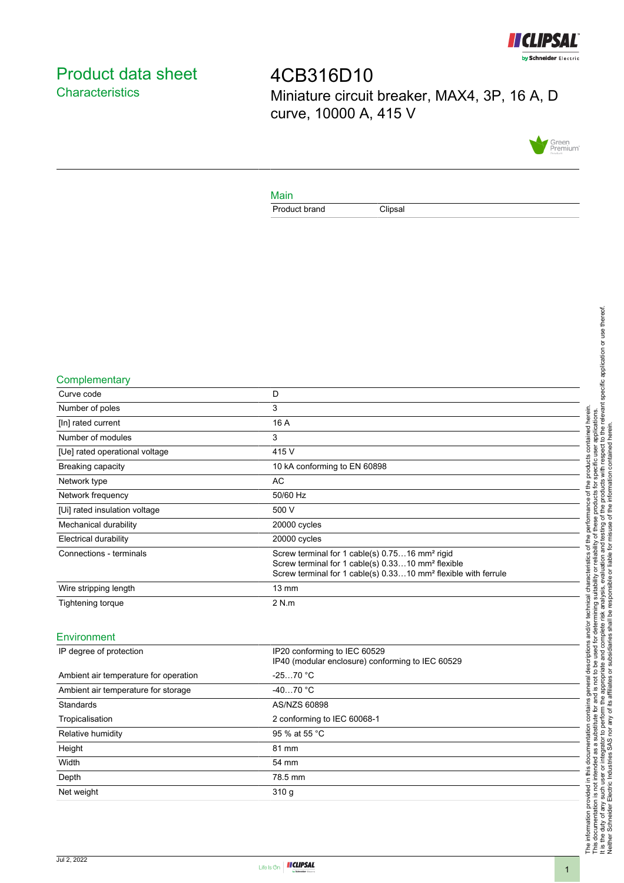# Product data sheet

## Characteristics

# 4CB316D10

Miniature circuit breaker, MAX4, 3P, 16 A, D curve, 10000 A, 415 V

## Main

| | |
|---|---|
| Product brand | Clipsal |

## Complementary

| | |
|---|---|
| Curve code | D |
| Number of poles | 3 |
| [In] rated current | 16 A |
| Number of modules | 3 |
| [Ue] rated operational voltage | 415 V |
| Breaking capacity | 10 kA conforming to EN 60898 |
| Network type | AC |
| Network frequency | 50/60 Hz |
| [Ui] rated insulation voltage | 500 V |
| Mechanical durability | 20000 cycles |
| Electrical durability | 20000 cycles |
| Connections - terminals | Screw terminal for 1 cable(s) 0.75…16 mm² rigid<br>Screw terminal for 1 cable(s) 0.33…10 mm² flexible<br>Screw terminal for 1 cable(s) 0.33…10 mm² flexible with ferrule |
| Wire stripping length | 13 mm |
| Tightening torque | 2 N.m |

## Environment

| | |
|---|---|
| IP degree of protection | IP20 conforming to IEC 60529<br>IP40 (modular enclosure) conforming to IEC 60529 |
| Ambient air temperature for operation | -25…70 °C |
| Ambient air temperature for storage | -40…70 °C |
| Standards | AS/NZS 60898 |
| Tropicalisation | 2 conforming to IEC 60068-1 |
| Relative humidity | 95 % at 55 °C |
| Height | 81 mm |
| Width | 54 mm |
| Depth | 78.5 mm |
| Net weight | 310 g |

The information provided in this documentation contains general descriptions and/or technical characteristics of the performance of the products contained herein. This documentation is not intended as a substitute for and is not to be used for determining suitability or reliability of these products for specific user applications. It is the duty of any such user or integrator to perform the appropriate and complete risk analysis, evaluation and testing of the products with respect to the relevant specific application or use thereof. Neither Schneider Electric Industries SAS nor any of its affiliates or subsidiaries shall be responsible or liable for misuse of the information contained herein.

Jul 2, 2022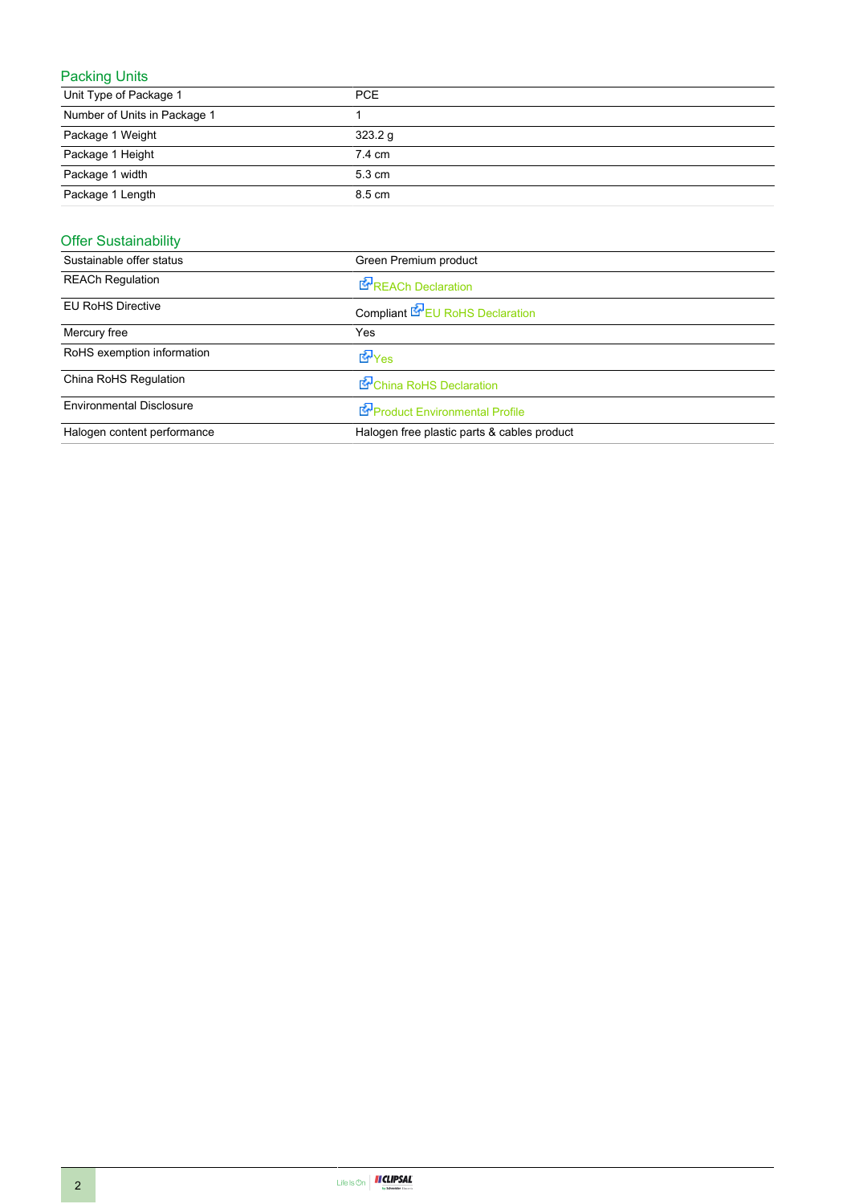## Packing Units

| | |
|---|---|
| Unit Type of Package 1 | PCE |
| Number of Units in Package 1 | 1 |
| Package 1 Weight | 323.2 g |
| Package 1 Height | 7.4 cm |
| Package 1 width | 5.3 cm |
| Package 1 Length | 8.5 cm |

## Offer Sustainability

| | |
|---|---|
| Sustainable offer status | Green Premium product |
| REACh Regulation | REACh Declaration |
| EU RoHS Directive | Compliant EU RoHS Declaration |
| Mercury free | Yes |
| RoHS exemption information | Yes |
| China RoHS Regulation | China RoHS Declaration |
| Environmental Disclosure | Product Environmental Profile |
| Halogen content performance | Halogen free plastic parts & cables product |